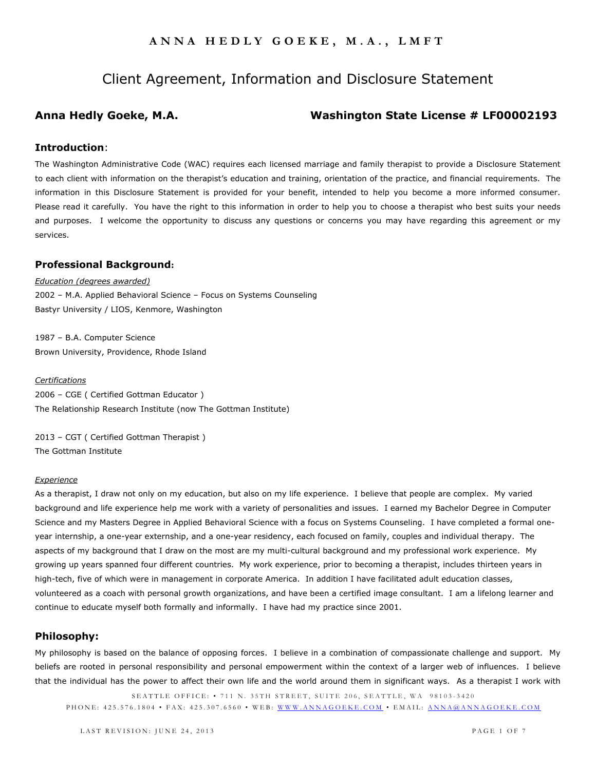# ANNA HEDLY GOEKE, M.A., LMFT

## Client Agreement, Information and Disclosure Statement

**Anna Hedly Goeke, M.A.** **Washington State License # LF00002193**

### Introduction:

The Washington Administrative Code (WAC) requires each licensed marriage and family therapist to provide a Disclosure Statement to each client with information on the therapist's education and training, orientation of the practice, and financial requirements. The information in this Disclosure Statement is provided for your benefit, intended to help you become a more informed consumer. Please read it carefully. You have the right to this information in order to help you to choose a therapist who best suits your needs and purposes. I welcome the opportunity to discuss any questions or concerns you may have regarding this agreement or my services.

### Professional Background:

*Education (degrees awarded)*

2002 – M.A. Applied Behavioral Science – Focus on Systems Counseling
Bastyr University / LIOS, Kenmore, Washington

1987 – B.A. Computer Science
Brown University, Providence, Rhode Island

*Certifications*

2006 – CGE ( Certified Gottman Educator )
The Relationship Research Institute (now The Gottman Institute)

2013 – CGT ( Certified Gottman Therapist )
The Gottman Institute

*Experience*

As a therapist, I draw not only on my education, but also on my life experience. I believe that people are complex. My varied background and life experience help me work with a variety of personalities and issues. I earned my Bachelor Degree in Computer Science and my Masters Degree in Applied Behavioral Science with a focus on Systems Counseling. I have completed a formal one-year internship, a one-year externship, and a one-year residency, each focused on family, couples and individual therapy. The aspects of my background that I draw on the most are my multi-cultural background and my professional work experience. My growing up years spanned four different countries. My work experience, prior to becoming a therapist, includes thirteen years in high-tech, five of which were in management in corporate America. In addition I have facilitated adult education classes, volunteered as a coach with personal growth organizations, and have been a certified image consultant. I am a lifelong learner and continue to educate myself both formally and informally. I have had my practice since 2001.

### Philosophy:

My philosophy is based on the balance of opposing forces. I believe in a combination of compassionate challenge and support. My beliefs are rooted in personal responsibility and personal empowerment within the context of a larger web of influences. I believe that the individual has the power to affect their own life and the world around them in significant ways. As a therapist I work with

SEATTLE OFFICE: • 711 N. 35TH STREET, SUITE 206, SEATTLE, WA 98103-3420
PHONE: 425.576.1804 • FAX: 425.307.6560 • WEB: WWW.ANNAGOEKE.COM • EMAIL: ANNA@ANNAGOEKE.COM

LAST REVISION: JUNE 24, 2013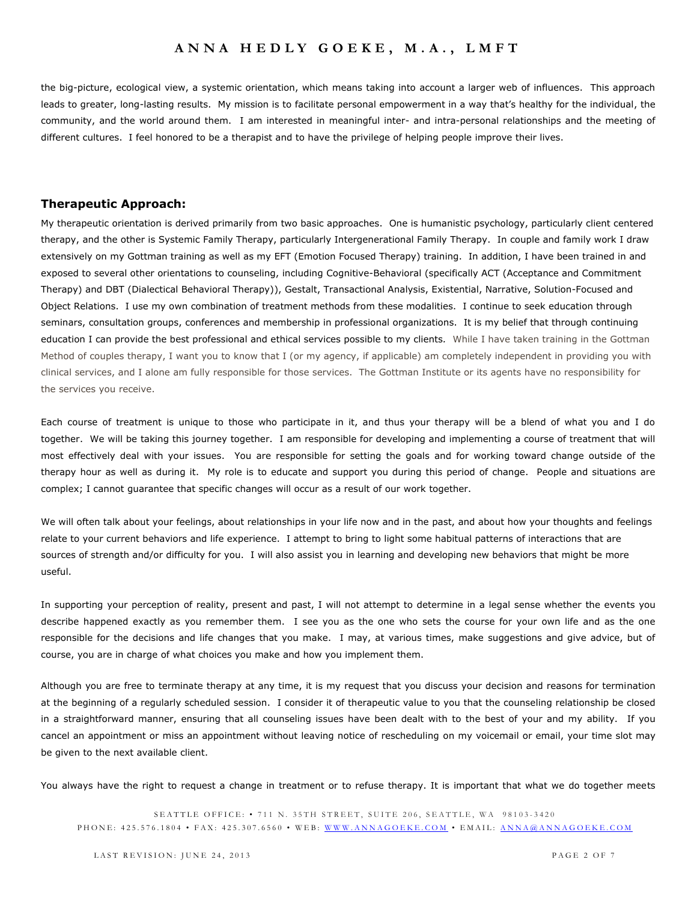the big-picture, ecological view, a systemic orientation, which means taking into account a larger web of influences. This approach leads to greater, long-lasting results. My mission is to facilitate personal empowerment in a way that's healthy for the individual, the community, and the world around them. I am interested in meaningful inter- and intra-personal relationships and the meeting of different cultures. I feel honored to be a therapist and to have the privilege of helping people improve their lives.

## Therapeutic Approach:

My therapeutic orientation is derived primarily from two basic approaches. One is humanistic psychology, particularly client centered therapy, and the other is Systemic Family Therapy, particularly Intergenerational Family Therapy. In couple and family work I draw extensively on my Gottman training as well as my EFT (Emotion Focused Therapy) training. In addition, I have been trained in and exposed to several other orientations to counseling, including Cognitive-Behavioral (specifically ACT (Acceptance and Commitment Therapy) and DBT (Dialectical Behavioral Therapy)), Gestalt, Transactional Analysis, Existential, Narrative, Solution-Focused and Object Relations. I use my own combination of treatment methods from these modalities. I continue to seek education through seminars, consultation groups, conferences and membership in professional organizations. It is my belief that through continuing education I can provide the best professional and ethical services possible to my clients. While I have taken training in the Gottman Method of couples therapy, I want you to know that I (or my agency, if applicable) am completely independent in providing you with clinical services, and I alone am fully responsible for those services. The Gottman Institute or its agents have no responsibility for the services you receive.

Each course of treatment is unique to those who participate in it, and thus your therapy will be a blend of what you and I do together. We will be taking this journey together. I am responsible for developing and implementing a course of treatment that will most effectively deal with your issues. You are responsible for setting the goals and for working toward change outside of the therapy hour as well as during it. My role is to educate and support you during this period of change. People and situations are complex; I cannot guarantee that specific changes will occur as a result of our work together.

We will often talk about your feelings, about relationships in your life now and in the past, and about how your thoughts and feelings relate to your current behaviors and life experience. I attempt to bring to light some habitual patterns of interactions that are sources of strength and/or difficulty for you. I will also assist you in learning and developing new behaviors that might be more useful.

In supporting your perception of reality, present and past, I will not attempt to determine in a legal sense whether the events you describe happened exactly as you remember them. I see you as the one who sets the course for your own life and as the one responsible for the decisions and life changes that you make. I may, at various times, make suggestions and give advice, but of course, you are in charge of what choices you make and how you implement them.

Although you are free to terminate therapy at any time, it is my request that you discuss your decision and reasons for termination at the beginning of a regularly scheduled session. I consider it of therapeutic value to you that the counseling relationship be closed in a straightforward manner, ensuring that all counseling issues have been dealt with to the best of your and my ability. If you cancel an appointment or miss an appointment without leaving notice of rescheduling on my voicemail or email, your time slot may be given to the next available client.

You always have the right to request a change in treatment or to refuse therapy. It is important that what we do together meets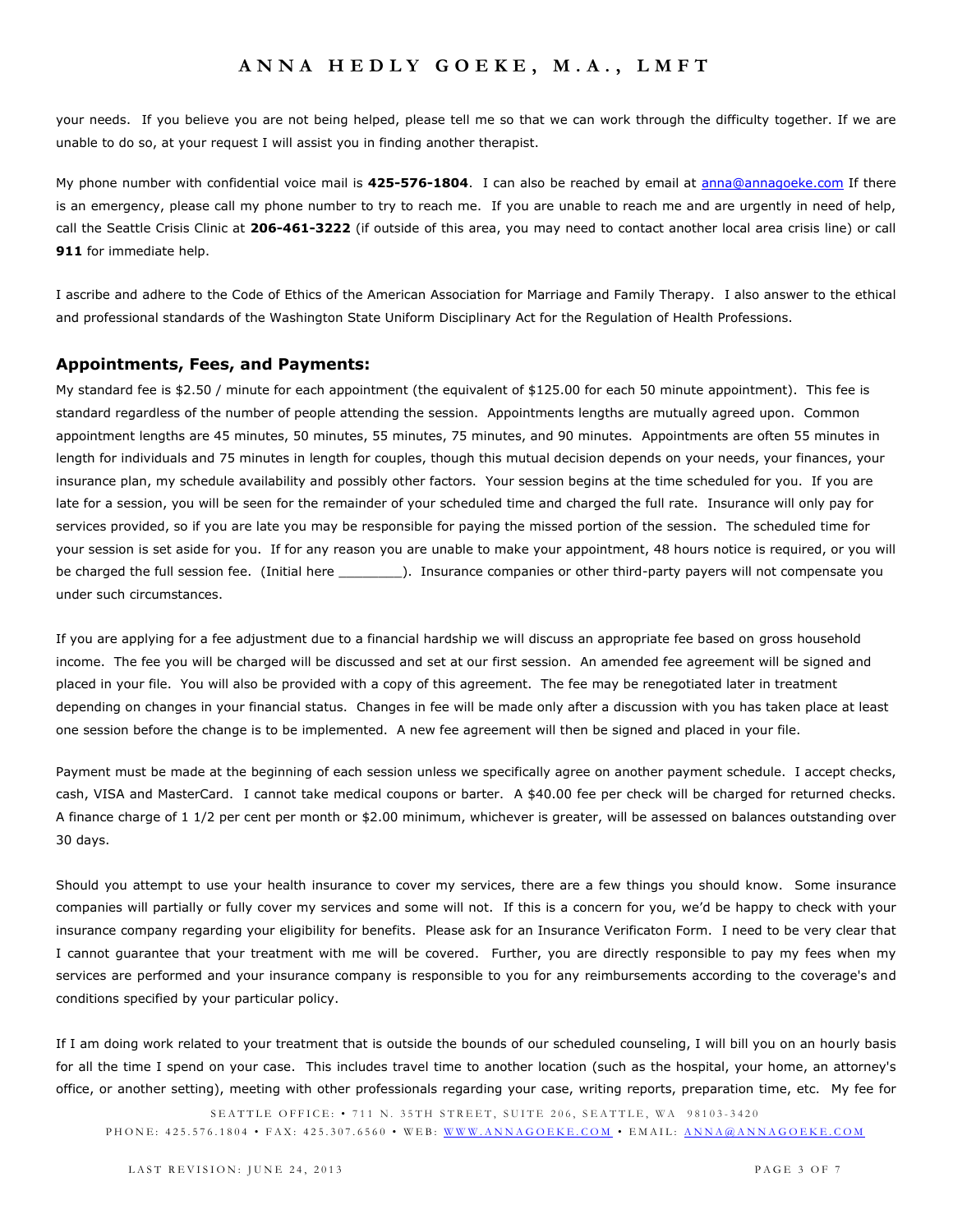your needs. If you believe you are not being helped, please tell me so that we can work through the difficulty together. If we are unable to do so, at your request I will assist you in finding another therapist.

My phone number with confidential voice mail is **425-576-1804**. I can also be reached by email at anna@annagoeke.com If there is an emergency, please call my phone number to try to reach me. If you are unable to reach me and are urgently in need of help, call the Seattle Crisis Clinic at **206-461-3222** (if outside of this area, you may need to contact another local area crisis line) or call **911** for immediate help.

I ascribe and adhere to the Code of Ethics of the American Association for Marriage and Family Therapy. I also answer to the ethical and professional standards of the Washington State Uniform Disciplinary Act for the Regulation of Health Professions.

## Appointments, Fees, and Payments:

My standard fee is $2.50 / minute for each appointment (the equivalent of $125.00 for each 50 minute appointment). This fee is standard regardless of the number of people attending the session. Appointments lengths are mutually agreed upon. Common appointment lengths are 45 minutes, 50 minutes, 55 minutes, 75 minutes, and 90 minutes. Appointments are often 55 minutes in length for individuals and 75 minutes in length for couples, though this mutual decision depends on your needs, your finances, your insurance plan, my schedule availability and possibly other factors. Your session begins at the time scheduled for you. If you are late for a session, you will be seen for the remainder of your scheduled time and charged the full rate. Insurance will only pay for services provided, so if you are late you may be responsible for paying the missed portion of the session. The scheduled time for your session is set aside for you. If for any reason you are unable to make your appointment, 48 hours notice is required, or you will be charged the full session fee. (Initial here ________). Insurance companies or other third-party payers will not compensate you under such circumstances.

If you are applying for a fee adjustment due to a financial hardship we will discuss an appropriate fee based on gross household income. The fee you will be charged will be discussed and set at our first session. An amended fee agreement will be signed and placed in your file. You will also be provided with a copy of this agreement. The fee may be renegotiated later in treatment depending on changes in your financial status. Changes in fee will be made only after a discussion with you has taken place at least one session before the change is to be implemented. A new fee agreement will then be signed and placed in your file.

Payment must be made at the beginning of each session unless we specifically agree on another payment schedule. I accept checks, cash, VISA and MasterCard. I cannot take medical coupons or barter. A $40.00 fee per check will be charged for returned checks. A finance charge of 1 1/2 per cent per month or $2.00 minimum, whichever is greater, will be assessed on balances outstanding over 30 days.

Should you attempt to use your health insurance to cover my services, there are a few things you should know. Some insurance companies will partially or fully cover my services and some will not. If this is a concern for you, we'd be happy to check with your insurance company regarding your eligibility for benefits. Please ask for an Insurance Verificaton Form. I need to be very clear that I cannot guarantee that your treatment with me will be covered. Further, you are directly responsible to pay my fees when my services are performed and your insurance company is responsible to you for any reimbursements according to the coverage's and conditions specified by your particular policy.

If I am doing work related to your treatment that is outside the bounds of our scheduled counseling, I will bill you on an hourly basis for all the time I spend on your case. This includes travel time to another location (such as the hospital, your home, an attorney's office, or another setting), meeting with other professionals regarding your case, writing reports, preparation time, etc. My fee for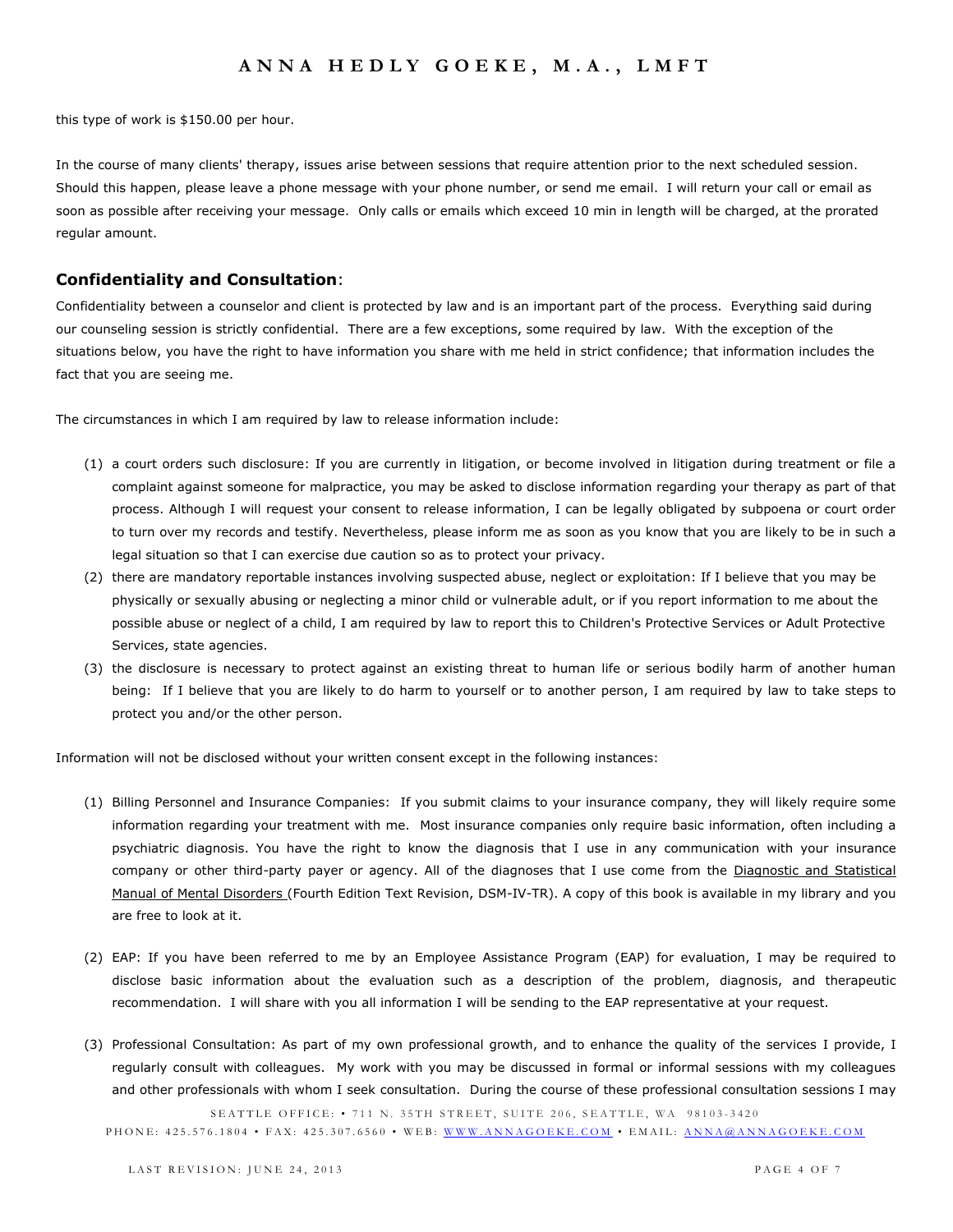this type of work is $150.00 per hour.

In the course of many clients' therapy, issues arise between sessions that require attention prior to the next scheduled session. Should this happen, please leave a phone message with your phone number, or send me email. I will return your call or email as soon as possible after receiving your message. Only calls or emails which exceed 10 min in length will be charged, at the prorated regular amount.

## Confidentiality and Consultation:

Confidentiality between a counselor and client is protected by law and is an important part of the process. Everything said during our counseling session is strictly confidential. There are a few exceptions, some required by law. With the exception of the situations below, you have the right to have information you share with me held in strict confidence; that information includes the fact that you are seeing me.

The circumstances in which I am required by law to release information include:

(1) a court orders such disclosure: If you are currently in litigation, or become involved in litigation during treatment or file a complaint against someone for malpractice, you may be asked to disclose information regarding your therapy as part of that process. Although I will request your consent to release information, I can be legally obligated by subpoena or court order to turn over my records and testify. Nevertheless, please inform me as soon as you know that you are likely to be in such a legal situation so that I can exercise due caution so as to protect your privacy.

(2) there are mandatory reportable instances involving suspected abuse, neglect or exploitation: If I believe that you may be physically or sexually abusing or neglecting a minor child or vulnerable adult, or if you report information to me about the possible abuse or neglect of a child, I am required by law to report this to Children's Protective Services or Adult Protective Services, state agencies.

(3) the disclosure is necessary to protect against an existing threat to human life or serious bodily harm of another human being: If I believe that you are likely to do harm to yourself or to another person, I am required by law to take steps to protect you and/or the other person.

Information will not be disclosed without your written consent except in the following instances:

(1) Billing Personnel and Insurance Companies: If you submit claims to your insurance company, they will likely require some information regarding your treatment with me. Most insurance companies only require basic information, often including a psychiatric diagnosis. You have the right to know the diagnosis that I use in any communication with your insurance company or other third-party payer or agency. All of the diagnoses that I use come from the Diagnostic and Statistical Manual of Mental Disorders (Fourth Edition Text Revision, DSM-IV-TR). A copy of this book is available in my library and you are free to look at it.

(2) EAP: If you have been referred to me by an Employee Assistance Program (EAP) for evaluation, I may be required to disclose basic information about the evaluation such as a description of the problem, diagnosis, and therapeutic recommendation. I will share with you all information I will be sending to the EAP representative at your request.

(3) Professional Consultation: As part of my own professional growth, and to enhance the quality of the services I provide, I regularly consult with colleagues. My work with you may be discussed in formal or informal sessions with my colleagues and other professionals with whom I seek consultation. During the course of these professional consultation sessions I may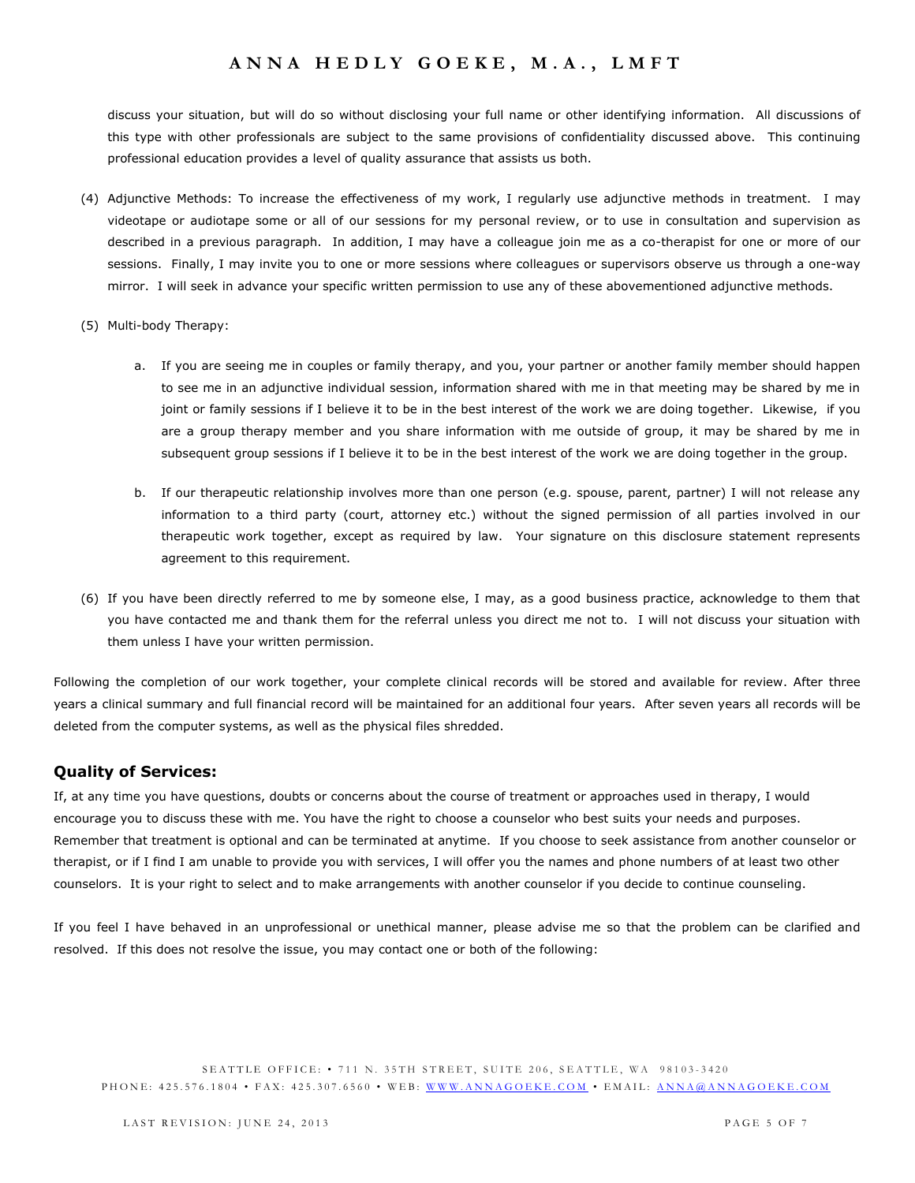discuss your situation, but will do so without disclosing your full name or other identifying information. All discussions of this type with other professionals are subject to the same provisions of confidentiality discussed above. This continuing professional education provides a level of quality assurance that assists us both.

(4) Adjunctive Methods: To increase the effectiveness of my work, I regularly use adjunctive methods in treatment. I may videotape or audiotape some or all of our sessions for my personal review, or to use in consultation and supervision as described in a previous paragraph. In addition, I may have a colleague join me as a co-therapist for one or more of our sessions. Finally, I may invite you to one or more sessions where colleagues or supervisors observe us through a one-way mirror. I will seek in advance your specific written permission to use any of these abovementioned adjunctive methods.

(5) Multi-body Therapy:

a. If you are seeing me in couples or family therapy, and you, your partner or another family member should happen to see me in an adjunctive individual session, information shared with me in that meeting may be shared by me in joint or family sessions if I believe it to be in the best interest of the work we are doing together. Likewise, if you are a group therapy member and you share information with me outside of group, it may be shared by me in subsequent group sessions if I believe it to be in the best interest of the work we are doing together in the group.

b. If our therapeutic relationship involves more than one person (e.g. spouse, parent, partner) I will not release any information to a third party (court, attorney etc.) without the signed permission of all parties involved in our therapeutic work together, except as required by law. Your signature on this disclosure statement represents agreement to this requirement.

(6) If you have been directly referred to me by someone else, I may, as a good business practice, acknowledge to them that you have contacted me and thank them for the referral unless you direct me not to. I will not discuss your situation with them unless I have your written permission.

Following the completion of our work together, your complete clinical records will be stored and available for review. After three years a clinical summary and full financial record will be maintained for an additional four years. After seven years all records will be deleted from the computer systems, as well as the physical files shredded.

## Quality of Services:

If, at any time you have questions, doubts or concerns about the course of treatment or approaches used in therapy, I would encourage you to discuss these with me. You have the right to choose a counselor who best suits your needs and purposes. Remember that treatment is optional and can be terminated at anytime. If you choose to seek assistance from another counselor or therapist, or if I find I am unable to provide you with services, I will offer you the names and phone numbers of at least two other counselors. It is your right to select and to make arrangements with another counselor if you decide to continue counseling.

If you feel I have behaved in an unprofessional or unethical manner, please advise me so that the problem can be clarified and resolved. If this does not resolve the issue, you may contact one or both of the following: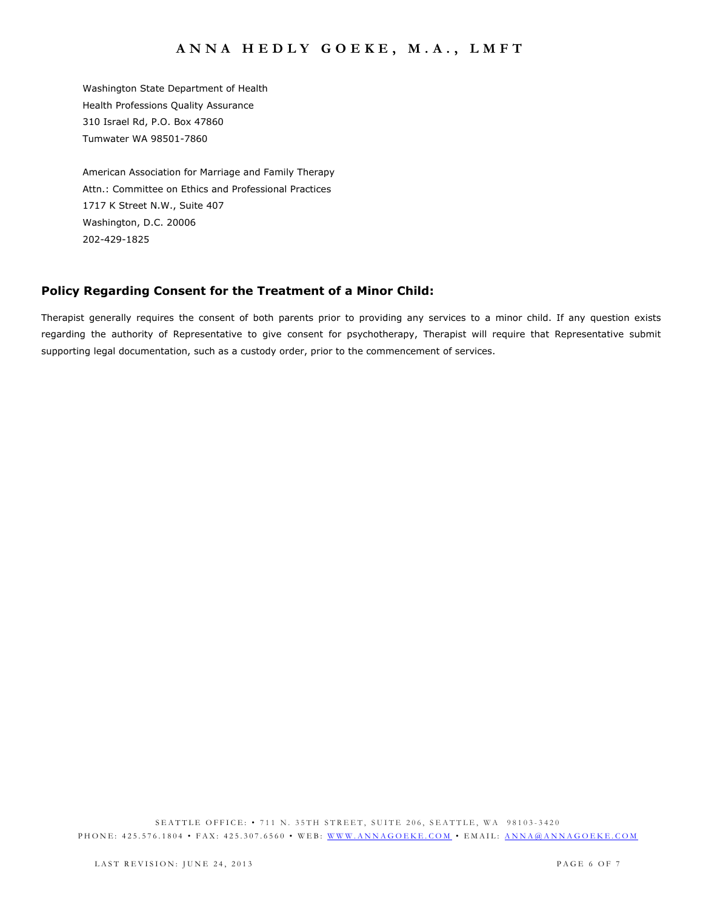Washington State Department of Health
Health Professions Quality Assurance
310 Israel Rd, P.O. Box 47860
Tumwater WA 98501-7860

American Association for Marriage and Family Therapy
Attn.: Committee on Ethics and Professional Practices
1717 K Street N.W., Suite 407
Washington, D.C. 20006
202-429-1825

## Policy Regarding Consent for the Treatment of a Minor Child:

Therapist generally requires the consent of both parents prior to providing any services to a minor child. If any question exists regarding the authority of Representative to give consent for psychotherapy, Therapist will require that Representative submit supporting legal documentation, such as a custody order, prior to the commencement of services.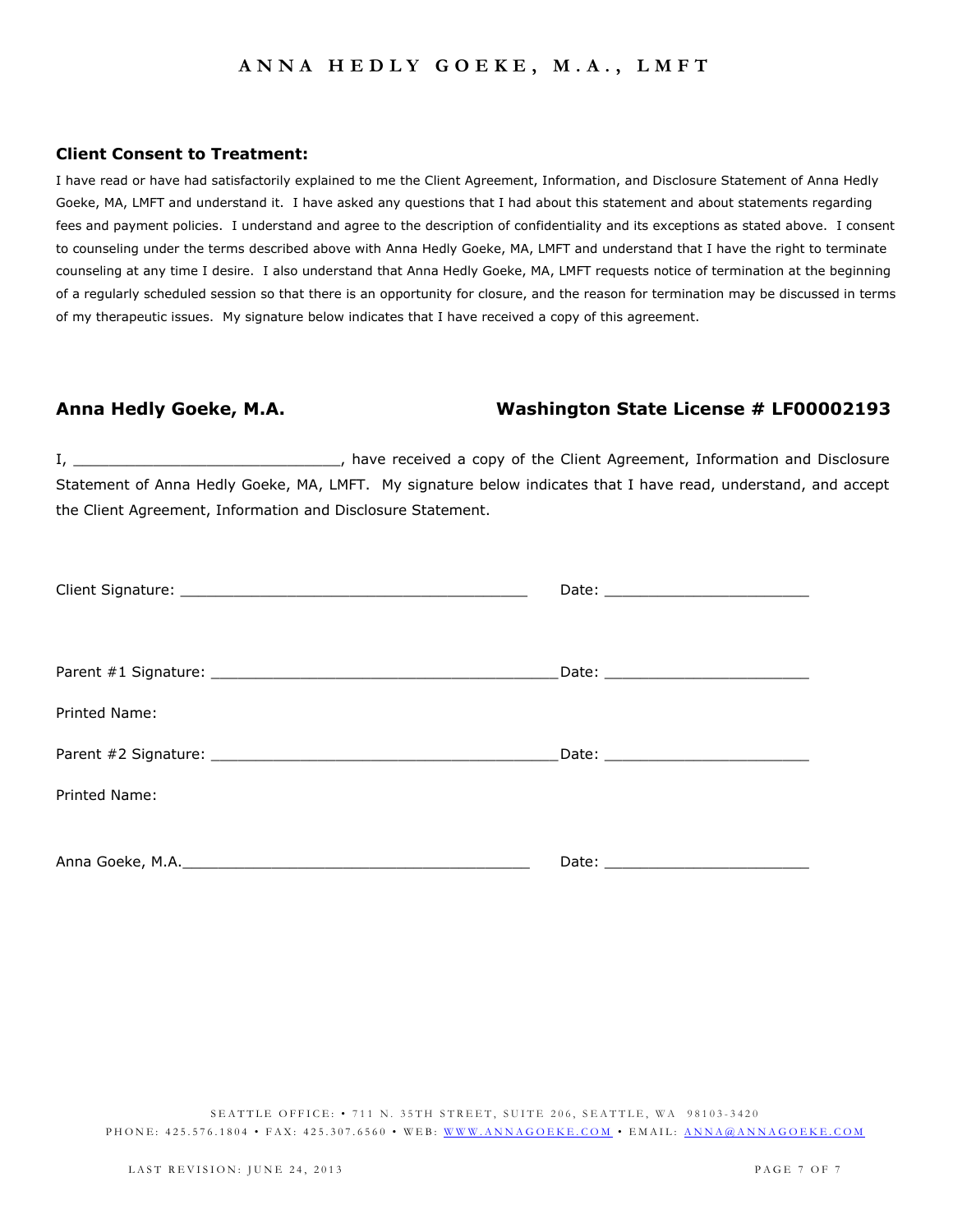### Client Consent to Treatment:

I have read or have had satisfactorily explained to me the Client Agreement, Information, and Disclosure Statement of Anna Hedly Goeke, MA, LMFT and understand it. I have asked any questions that I had about this statement and about statements regarding fees and payment policies. I understand and agree to the description of confidentiality and its exceptions as stated above. I consent to counseling under the terms described above with Anna Hedly Goeke, MA, LMFT and understand that I have the right to terminate counseling at any time I desire. I also understand that Anna Hedly Goeke, MA, LMFT requests notice of termination at the beginning of a regularly scheduled session so that there is an opportunity for closure, and the reason for termination may be discussed in terms of my therapeutic issues. My signature below indicates that I have received a copy of this agreement.

**Anna Hedly Goeke, M.A.** **Washington State License # LF00002193**

I, ______________________________, have received a copy of the Client Agreement, Information and Disclosure Statement of Anna Hedly Goeke, MA, LMFT. My signature below indicates that I have read, understand, and accept the Client Agreement, Information and Disclosure Statement.

Client Signature: ________________________________________ Date: _______________________

Parent #1 Signature: ________________________________________ Date: _______________________

Printed Name:

Parent #2 Signature: ________________________________________ Date: _______________________

Printed Name:

Anna Goeke, M.A.________________________________________ Date: _______________________

SEATTLE OFFICE: • 711 N. 35TH STREET, SUITE 206, SEATTLE, WA 98103-3420
PHONE: 425.576.1804 • FAX: 425.307.6560 • WEB: WWW.ANNAGOEKE.COM • EMAIL: ANNA@ANNAGOEKE.COM

LAST REVISION: JUNE 24, 2013